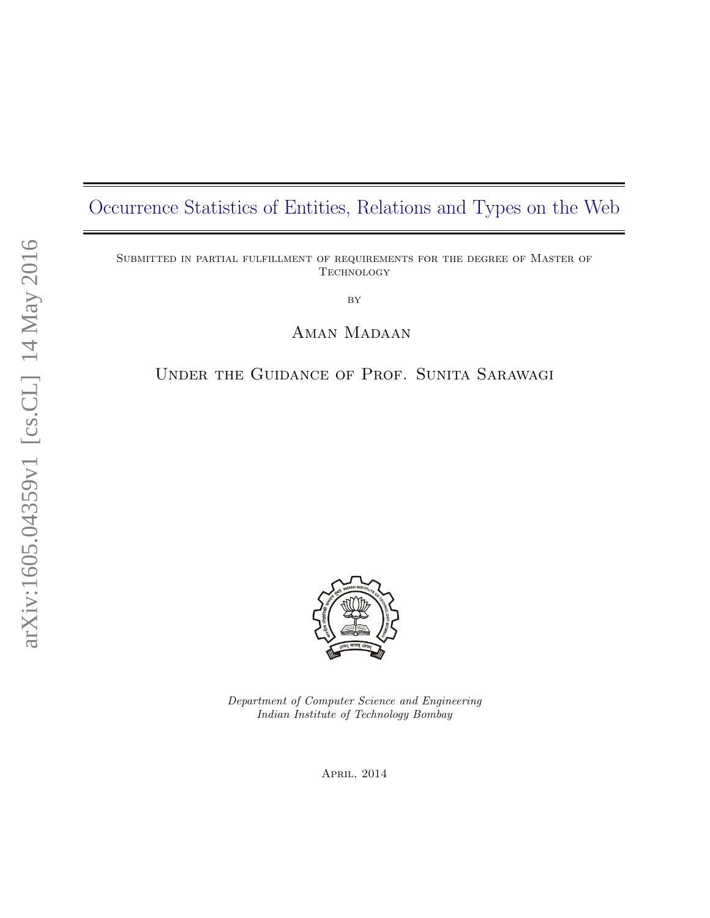# Occurrence Statistics of Entities, Relations and Types on the Web

Submitted in partial fulfillment of requirements for the degree of Master of Technology

by

Aman Madaan

Under the Guidance of Prof. Sunita Sarawagi

*Department of Computer Science and Engineering*
*Indian Institute of Technology Bombay*

April, 2014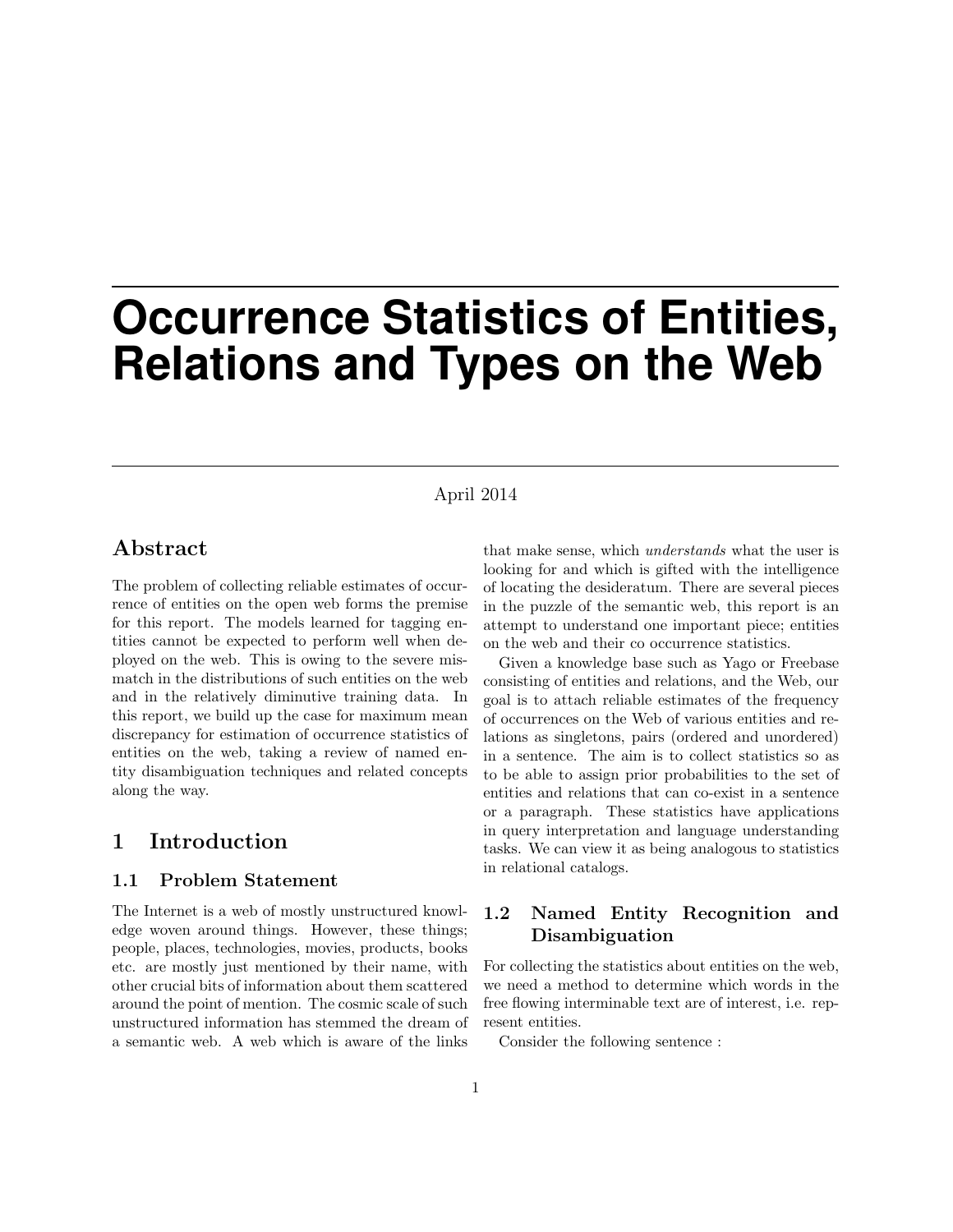# Occurrence Statistics of Entities, Relations and Types on the Web

April 2014

## Abstract

The problem of collecting reliable estimates of occurrence of entities on the open web forms the premise for this report. The models learned for tagging entities cannot be expected to perform well when deployed on the web. This is owing to the severe mismatch in the distributions of such entities on the web and in the relatively diminutive training data. In this report, we build up the case for maximum mean discrepancy for estimation of occurrence statistics of entities on the web, taking a review of named entity disambiguation techniques and related concepts along the way.

## 1 Introduction

### 1.1 Problem Statement

The Internet is a web of mostly unstructured knowledge woven around things. However, these things; people, places, technologies, movies, products, books etc. are mostly just mentioned by their name, with other crucial bits of information about them scattered around the point of mention. The cosmic scale of such unstructured information has stemmed the dream of a semantic web. A web which is aware of the links that make sense, which *understands* what the user is looking for and which is gifted with the intelligence of locating the desideratum. There are several pieces in the puzzle of the semantic web, this report is an attempt to understand one important piece; entities on the web and their co occurrence statistics.

Given a knowledge base such as Yago or Freebase consisting of entities and relations, and the Web, our goal is to attach reliable estimates of the frequency of occurrences on the Web of various entities and relations as singletons, pairs (ordered and unordered) in a sentence. The aim is to collect statistics so as to be able to assign prior probabilities to the set of entities and relations that can co-exist in a sentence or a paragraph. These statistics have applications in query interpretation and language understanding tasks. We can view it as being analogous to statistics in relational catalogs.

### 1.2 Named Entity Recognition and Disambiguation

For collecting the statistics about entities on the web, we need a method to determine which words in the free flowing interminable text are of interest, i.e. represent entities.

Consider the following sentence :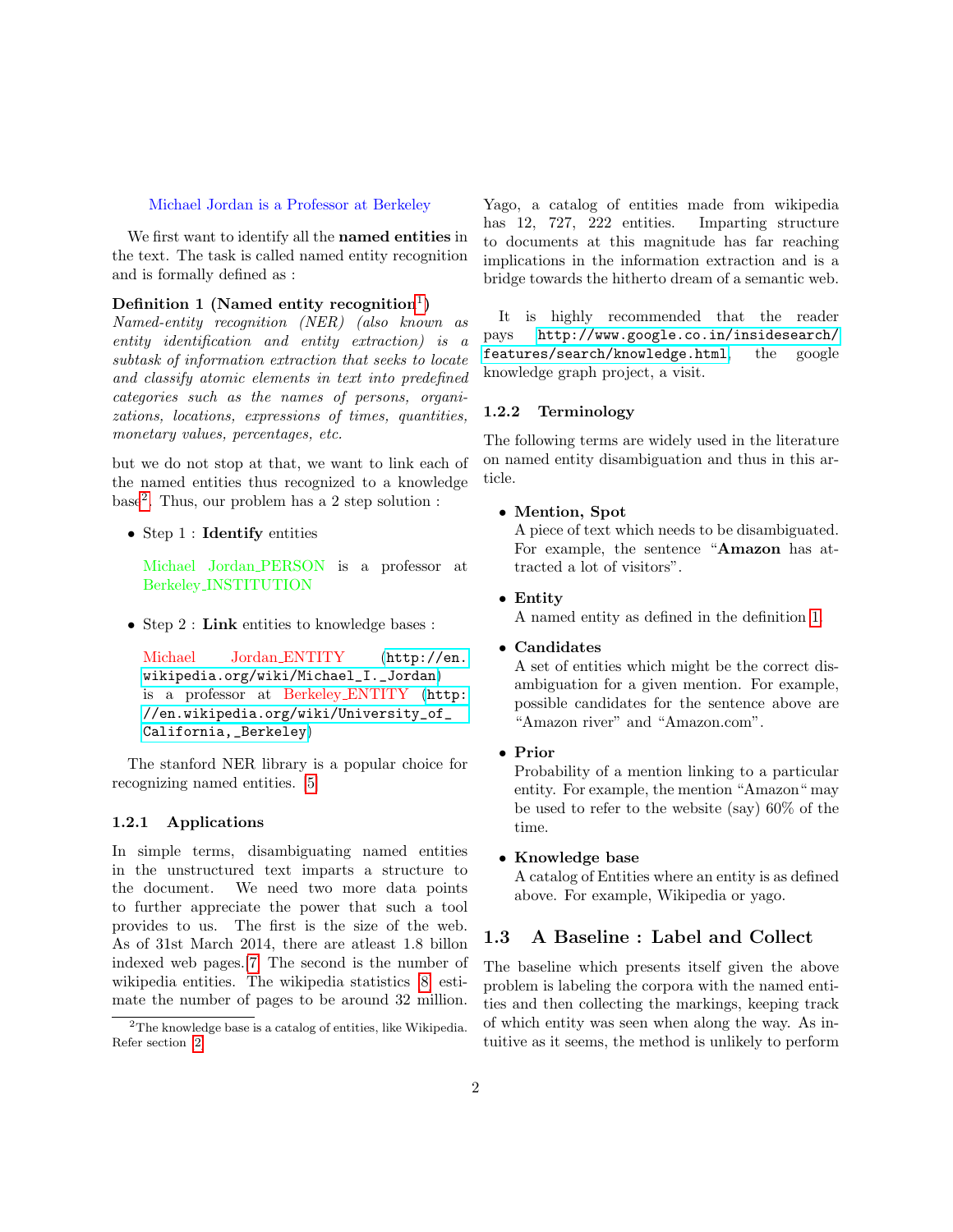Michael Jordan is a Professor at Berkeley

We first want to identify all the **named entities** in the text. The task is called named entity recognition and is formally defined as :

**Definition 1 (Named entity recognition[1])** *Named-entity recognition (NER) (also known as entity identification and entity extraction) is a subtask of information extraction that seeks to locate and classify atomic elements in text into predefined categories such as the names of persons, organizations, locations, expressions of times, quantities, monetary values, percentages, etc.*

but we do not stop at that, we want to link each of the named entities thus recognized to a knowledge base[2]. Thus, our problem has a 2 step solution :

- Step 1 : **Identify** entities

  Michael Jordan_PERSON is a professor at Berkeley_INSTITUTION

- Step 2 : **Link** entities to knowledge bases :

  Michael Jordan_ENTITY (http://en.wikipedia.org/wiki/Michael_I._Jordan) is a professor at Berkeley_ENTITY (http://en.wikipedia.org/wiki/University_of_California,_Berkeley)

The stanford NER library is a popular choice for recognizing named entities. [5]

### 1.2.1 Applications

In simple terms, disambiguating named entities in the unstructured text imparts a structure to the document. We need two more data points to further appreciate the power that such a tool provides to us. The first is the size of the web. As of 31st March 2014, there are atleast 1.8 billon indexed web pages.[7] The second is the number of wikipedia entities. The wikipedia statistics [8] estimate the number of pages to be around 32 million. Yago, a catalog of entities made from wikipedia has 12, 727, 222 entities. Imparting structure to documents at this magnitude has far reaching implications in the information extraction and is a bridge towards the hitherto dream of a semantic web.

It is highly recommended that the reader pays http://www.google.co.in/insidesearch/features/search/knowledge.html, the google knowledge graph project, a visit.

### 1.2.2 Terminology

The following terms are widely used in the literature on named entity disambiguation and thus in this article.

- **Mention, Spot**
  A piece of text which needs to be disambiguated. For example, the sentence "**Amazon** has attracted a lot of visitors".

- **Entity**
  A named entity as defined in the definition 1.

- **Candidates**
  A set of entities which might be the correct disambiguation for a given mention. For example, possible candidates for the sentence above are "Amazon river" and "Amazon.com".

- **Prior**
  Probability of a mention linking to a particular entity. For example, the mention "Amazon" may be used to refer to the website (say) 60% of the time.

- **Knowledge base**
  A catalog of Entities where an entity is as defined above. For example, Wikipedia or yago.

## 1.3 A Baseline : Label and Collect

The baseline which presents itself given the above problem is labeling the corpora with the named entities and then collecting the markings, keeping track of which entity was seen when along the way. As intuitive as it seems, the method is unlikely to perform

[2] The knowledge base is a catalog of entities, like Wikipedia. Refer section 2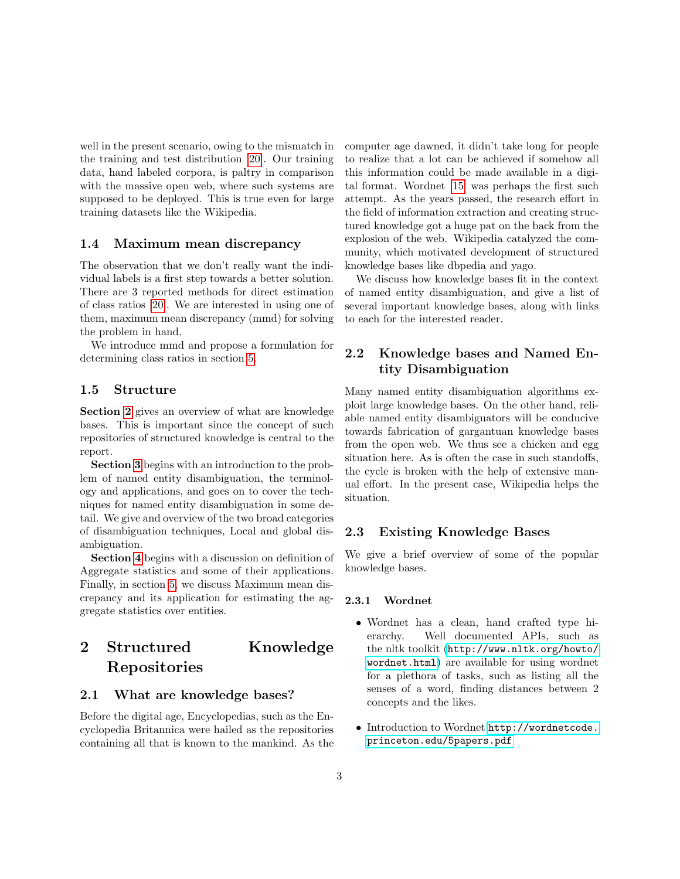well in the present scenario, owing to the mismatch in the training and test distribution [20]. Our training data, hand labeled corpora, is paltry in comparison with the massive open web, where such systems are supposed to be deployed. This is true even for large training datasets like the Wikipedia.

### 1.4 Maximum mean discrepancy

The observation that we don't really want the individual labels is a first step towards a better solution. There are 3 reported methods for direct estimation of class ratios [20]. We are interested in using one of them, maximum mean discrepancy (mmd) for solving the problem in hand.

We introduce mmd and propose a formulation for determining class ratios in section 5.

### 1.5 Structure

**Section 2** gives an overview of what are knowledge bases. This is important since the concept of such repositories of structured knowledge is central to the report.

**Section 3** begins with an introduction to the problem of named entity disambiguation, the terminology and applications, and goes on to cover the techniques for named entity disambiguation in some detail. We give and overview of the two broad categories of disambiguation techniques, Local and global disambiguation.

**Section 4** begins with a discussion on definition of Aggregate statistics and some of their applications. Finally, in section 5, we discuss Maximum mean discrepancy and its application for estimating the aggregate statistics over entities.

## 2 Structured Knowledge Repositories

### 2.1 What are knowledge bases?

Before the digital age, Encyclopedias, such as the Encyclopedia Britannica were hailed as the repositories containing all that is known to the mankind. As the computer age dawned, it didn't take long for people to realize that a lot can be achieved if somehow all this information could be made available in a digital format. Wordnet [15] was perhaps the first such attempt. As the years passed, the research effort in the field of information extraction and creating structured knowledge got a huge pat on the back from the explosion of the web. Wikipedia catalyzed the community, which motivated development of structured knowledge bases like dbpedia and yago.

We discuss how knowledge bases fit in the context of named entity disambiguation, and give a list of several important knowledge bases, along with links to each for the interested reader.

### 2.2 Knowledge bases and Named Entity Disambiguation

Many named entity disambiguation algorithms exploit large knowledge bases. On the other hand, reliable named entity disambiguators will be conducive towards fabrication of gargantuan knowledge bases from the open web. We thus see a chicken and egg situation here. As is often the case in such standoffs, the cycle is broken with the help of extensive manual effort. In the present case, Wikipedia helps the situation.

### 2.3 Existing Knowledge Bases

We give a brief overview of some of the popular knowledge bases.

#### 2.3.1 Wordnet

- Wordnet has a clean, hand crafted type hierarchy. Well documented APIs, such as the nltk toolkit (http://www.nltk.org/howto/wordnet.html) are available for using wordnet for a plethora of tasks, such as listing all the senses of a word, finding distances between 2 concepts and the likes.

- Introduction to Wordnet http://wordnetcode.princeton.edu/5papers.pdf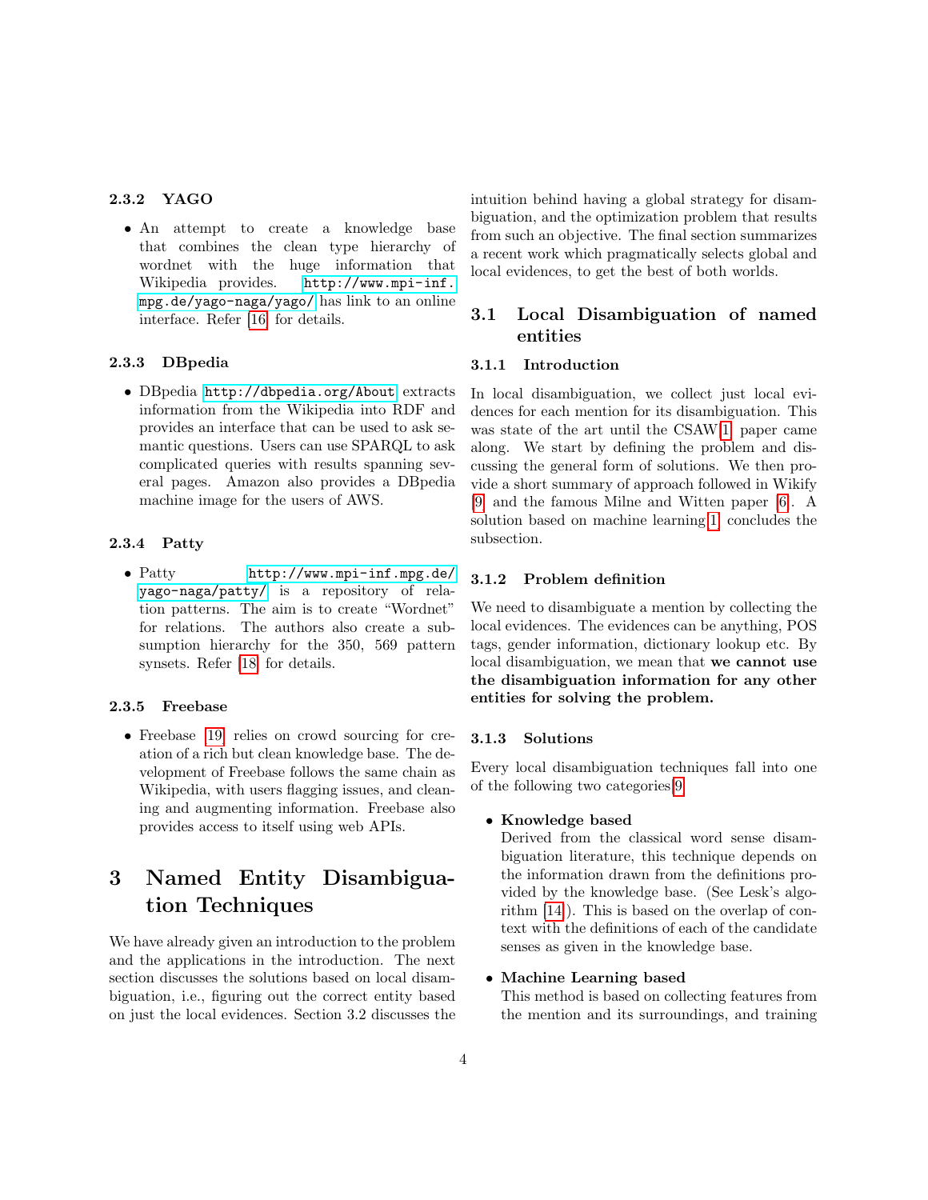#### 2.3.2 YAGO

- An attempt to create a knowledge base that combines the clean type hierarchy of wordnet with the huge information that Wikipedia provides. http://www.mpi-inf.mpg.de/yago-naga/yago/ has link to an online interface. Refer [16] for details.

#### 2.3.3 DBpedia

- DBpedia http://dbpedia.org/About extracts information from the Wikipedia into RDF and provides an interface that can be used to ask semantic questions. Users can use SPARQL to ask complicated queries with results spanning several pages. Amazon also provides a DBpedia machine image for the users of AWS.

#### 2.3.4 Patty

- Patty http://www.mpi-inf.mpg.de/yago-naga/patty/ is a repository of relation patterns. The aim is to create "Wordnet" for relations. The authors also create a subsumption hierarchy for the 350, 569 pattern synsets. Refer [18] for details.

#### 2.3.5 Freebase

- Freebase [19] relies on crowd sourcing for creation of a rich but clean knowledge base. The development of Freebase follows the same chain as Wikipedia, with users flagging issues, and cleaning and augmenting information. Freebase also provides access to itself using web APIs.

# 3 Named Entity Disambiguation Techniques

We have already given an introduction to the problem and the applications in the introduction. The next section discusses the solutions based on local disambiguation, i.e., figuring out the correct entity based on just the local evidences. Section 3.2 discusses the intuition behind having a global strategy for disambiguation, and the optimization problem that results from such an objective. The final section summarizes a recent work which pragmatically selects global and local evidences, to get the best of both worlds.

## 3.1 Local Disambiguation of named entities

### 3.1.1 Introduction

In local disambiguation, we collect just local evidences for each mention for its disambiguation. This was state of the art until the CSAW[1] paper came along. We start by defining the problem and discussing the general form of solutions. We then provide a short summary of approach followed in Wikify [9] and the famous Milne and Witten paper [6]. A solution based on machine learning[1] concludes the subsection.

### 3.1.2 Problem definition

We need to disambiguate a mention by collecting the local evidences. The evidences can be anything, POS tags, gender information, dictionary lookup etc. By local disambiguation, we mean that **we cannot use the disambiguation information for any other entities for solving the problem.**

### 3.1.3 Solutions

Every local disambiguation techniques fall into one of the following two categories[9]

- **Knowledge based**
  Derived from the classical word sense disambiguation literature, this technique depends on the information drawn from the definitions provided by the knowledge base. (See Lesk's algorithm [14]). This is based on the overlap of context with the definitions of each of the candidate senses as given in the knowledge base.

- **Machine Learning based**
  This method is based on collecting features from the mention and its surroundings, and training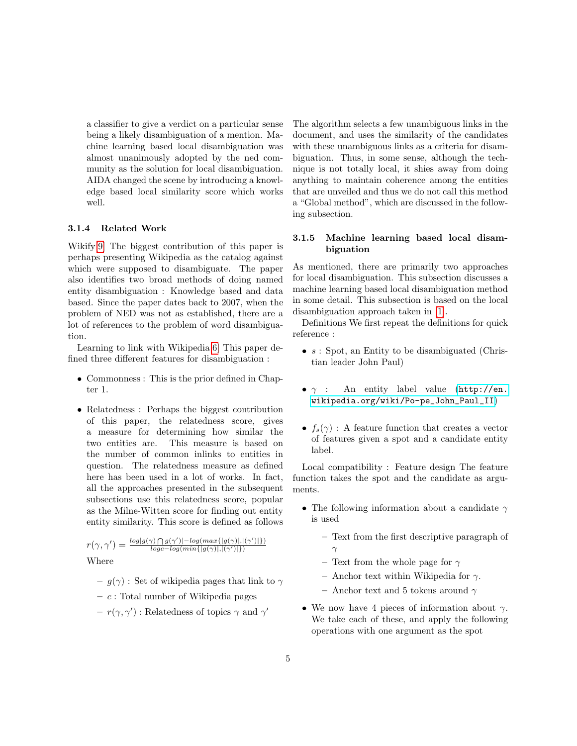a classifier to give a verdict on a particular sense being a likely disambiguation of a mention. Machine learning based local disambiguation was almost unanimously adopted by the ned community as the solution for local disambiguation. AIDA changed the scene by introducing a knowledge based local similarity score which works well.

### 3.1.4 Related Work

Wikify [9] The biggest contribution of this paper is perhaps presenting Wikipedia as the catalog against which were supposed to disambiguate. The paper also identifies two broad methods of doing named entity disambiguation : Knowledge based and data based. Since the paper dates back to 2007, when the problem of NED was not as established, there are a lot of references to the problem of word disambiguation.

Learning to link with Wikipedia [6] This paper defined three different features for disambiguation :

- Commonness : This is the prior defined in Chapter 1.
- Relatedness : Perhaps the biggest contribution of this paper, the relatedness score, gives a measure for determining how similar the two entities are. This measure is based on the number of common inlinks to entities in question. The relatedness measure as defined here has been used in a lot of works. In fact, all the approaches presented in the subsequent subsections use this relatedness score, popular as the Milne-Witten score for finding out entity entity similarity. This score is defined as follows

$r(\gamma, \gamma') = \frac{log|g(\gamma) \bigcap g(\gamma')| - log(max\{|g(\gamma)|, |(\gamma')|\})}{logc - log(min\{|g(\gamma)|, |(\gamma')|\})}$

Where

- $g(\gamma)$ : Set of wikipedia pages that link to $\gamma$
- $c$ : Total number of Wikipedia pages
- $r(\gamma, \gamma')$ : Relatedness of topics $\gamma$ and $\gamma'$

The algorithm selects a few unambiguous links in the document, and uses the similarity of the candidates with these unambiguous links as a criteria for disambiguation. Thus, in some sense, although the technique is not totally local, it shies away from doing anything to maintain coherence among the entities that are unveiled and thus we do not call this method a "Global method", which are discussed in the following subsection.

### 3.1.5 Machine learning based local disambiguation

As mentioned, there are primarily two approaches for local disambiguation. This subsection discusses a machine learning based local disambiguation method in some detail. This subsection is based on the local disambiguation approach taken in [1].

Definitions We first repeat the definitions for quick reference :

- $s$ : Spot, an Entity to be disambiguated (Christian leader John Paul)
- $\gamma$ : An entity label value (http://en.wikipedia.org/wiki/Po-pe_John_Paul_II)
- $f_s(\gamma)$ : A feature function that creates a vector of features given a spot and a candidate entity label.

Local compatibility : Feature design The feature function takes the spot and the candidate as arguments.

- The following information about a candidate $\gamma$ is used
  - Text from the first descriptive paragraph of $\gamma$
  - Text from the whole page for $\gamma$
  - Anchor text within Wikipedia for $\gamma$.
  - Anchor text and 5 tokens around $\gamma$
- We now have 4 pieces of information about $\gamma$. We take each of these, and apply the following operations with one argument as the spot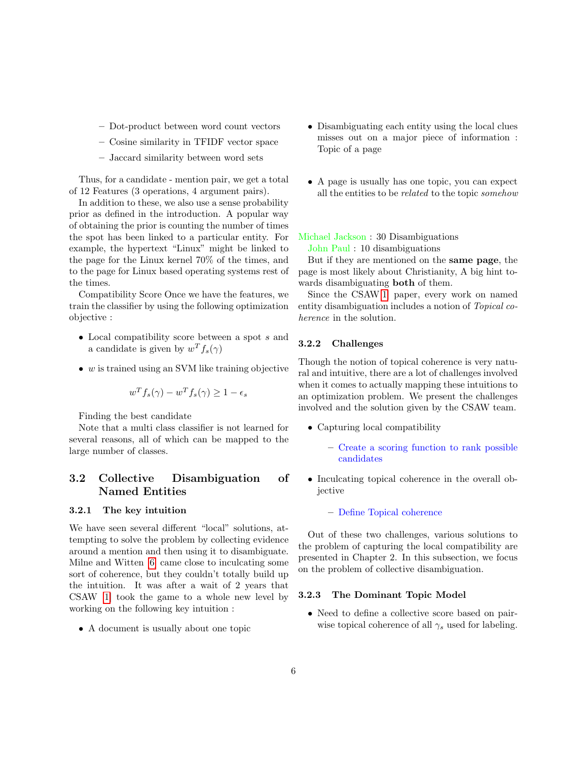- Dot-product between word count vectors
- Cosine similarity in TFIDF vector space
- Jaccard similarity between word sets

Thus, for a candidate - mention pair, we get a total of 12 Features (3 operations, 4 argument pairs).

In addition to these, we also use a sense probability prior as defined in the introduction. A popular way of obtaining the prior is counting the number of times the spot has been linked to a particular entity. For example, the hypertext "Linux" might be linked to the page for the Linux kernel 70% of the times, and to the page for Linux based operating systems rest of the times.

Compatibility Score Once we have the features, we train the classifier by using the following optimization objective :

- Local compatibility score between a spot $s$ and a candidate is given by $w^T f_s(\gamma)$
- $w$ is trained using an SVM like training objective

$$w^T f_s(\gamma) - w^T f_s(\gamma) \geq 1 - \epsilon_s$$

Finding the best candidate

Note that a multi class classifier is not learned for several reasons, all of which can be mapped to the large number of classes.

## 3.2 Collective Disambiguation of Named Entities

### 3.2.1 The key intuition

We have seen several different "local" solutions, attempting to solve the problem by collecting evidence around a mention and then using it to disambiguate. Milne and Witten [6] came close to inculcating some sort of coherence, but they couldn't totally build up the intuition. It was after a wait of 2 years that CSAW [1] took the game to a whole new level by working on the following key intuition :

- A document is usually about one topic
- Disambiguating each entity using the local clues misses out on a major piece of information : Topic of a page
- A page is usually has one topic, you can expect all the entities to be *related* to the topic *somehow*

Michael Jackson : 30 Disambiguations
John Paul : 10 disambiguations

But if they are mentioned on the **same page**, the page is most likely about Christianity, A big hint towards disambiguating **both** of them.

Since the CSAW [1] paper, every work on named entity disambiguation includes a notion of *Topical coherence* in the solution.

### 3.2.2 Challenges

Though the notion of topical coherence is very natural and intuitive, there are a lot of challenges involved when it comes to actually mapping these intuitions to an optimization problem. We present the challenges involved and the solution given by the CSAW team.

- Capturing local compatibility
  - Create a scoring function to rank possible candidates
- Inculcating topical coherence in the overall objective
  - Define Topical coherence

Out of these two challenges, various solutions to the problem of capturing the local compatibility are presented in Chapter 2. In this subsection, we focus on the problem of collective disambiguation.

### 3.2.3 The Dominant Topic Model

- Need to define a collective score based on pairwise topical coherence of all $\gamma_s$ used for labeling.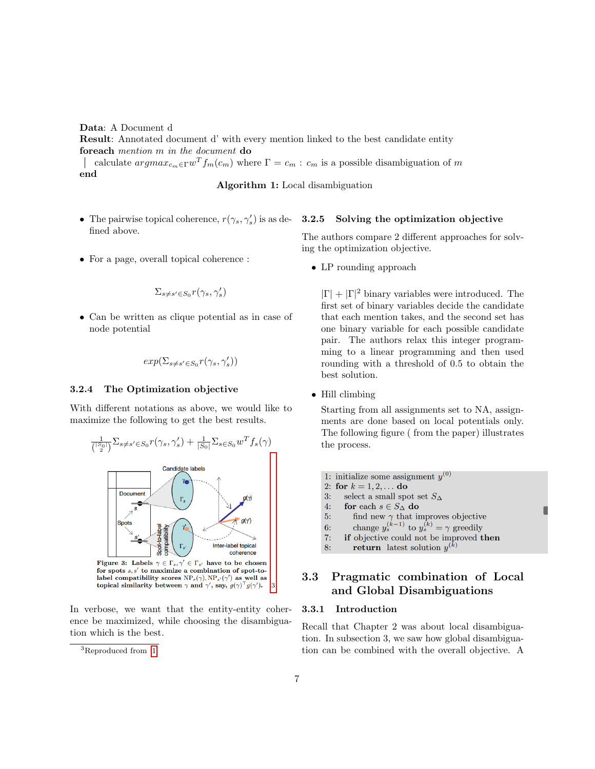**Data**: A Document d
**Result**: Annotated document d' with every mention linked to the best candidate entity
**foreach** *mention m in the document* **do**
  calculate $argmax_{c_m \in \Gamma} w^T f_m(c_m)$ where $\Gamma = c_m : c_m$ is a possible disambiguation of $m$
**end**

**Algorithm 1:** Local disambiguation

- The pairwise topical coherence, $r(\gamma_s, \gamma_s')$ is as defined above.

- For a page, overall topical coherence :

$$\Sigma_{s \neq s' \in S_0} r(\gamma_s, \gamma_s')$$

- Can be written as clique potential as in case of node potential

$$exp(\Sigma_{s \neq s' \in S_0} r(\gamma_s, \gamma_s'))$$

#### 3.2.4 The Optimization objective

With different notations as above, we would like to maximize the following to get the best results.

$$\frac{1}{\binom{|S_0|}{2}} \Sigma_{s \neq s' \in S_0} r(\gamma_s, \gamma_s') + \frac{1}{|S_0|} \Sigma_{s \in S_0} w^T f_s(\gamma)$$

Figure 3: Labels $\gamma \in \Gamma_s, \gamma' \in \Gamma_{s'}$ have to be chosen for spots $s, s'$ to maximize a combination of spot-to-label compatibility scores $\text{NP}_s(\gamma), \text{NP}_{s'}(\gamma')$ as well as topical similarity between $\gamma$ and $\gamma'$, say, $g(\gamma)^\top g(\gamma')$. [3]

In verbose, we want that the entity-entity coherence be maximized, while choosing the disambiguation which is the best.

[3] Reproduced from [1]

#### 3.2.5 Solving the optimization objective

The authors compare 2 different approaches for solving the optimization objective.

- LP rounding approach

  $|\Gamma| + |\Gamma|^2$ binary variables were introduced. The first set of binary variables decide the candidate that each mention takes, and the second set has one binary variable for each possible candidate pair. The authors relax this integer programming to a linear programming and then used rounding with a threshold of 0.5 to obtain the best solution.

- Hill climbing

  Starting from all assignments set to NA, assignments are done based on local potentials only. The following figure ( from the paper) illustrates the process.

```
1: initialize some assignment y^(0)
2: for k = 1, 2, ... do
3:   select a small spot set S_Δ
4:   for each s ∈ S_Δ do
5:     find new γ that improves objective
6:     change y_s^(k−1) to y_s^(k) = γ greedily
7:   if objective could not be improved then
8:     return latest solution y^(k)
```

### 3.3 Pragmatic combination of Local and Global Disambiguations

#### 3.3.1 Introduction

Recall that Chapter 2 was about local disambiguation. In subsection 3, we saw how global disambiguation can be combined with the overall objective. A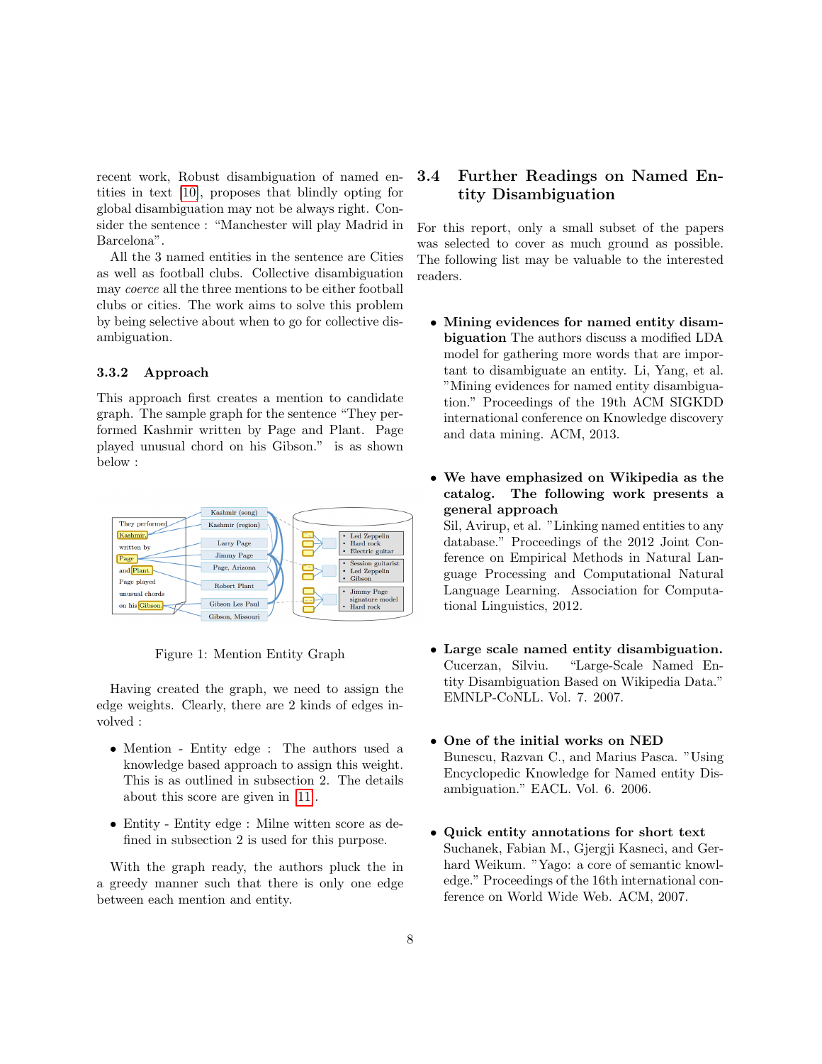recent work, Robust disambiguation of named entities in text [10], proposes that blindly opting for global disambiguation may not be always right. Consider the sentence : "Manchester will play Madrid in Barcelona".

All the 3 named entities in the sentence are Cities as well as football clubs. Collective disambiguation may *coerce* all the three mentions to be either football clubs or cities. The work aims to solve this problem by being selective about when to go for collective disambiguation.

### 3.3.2 Approach

This approach first creates a mention to candidate graph. The sample graph for the sentence "They performed Kashmir written by Page and Plant. Page played unusual chord on his Gibson." is as shown below :

They performed
Kashmir
written by
Page
and Plant.
Page played
unusual chords
on his Gibson

Kashmir (song)
Kashmir (region)
Larry Page
Jimmy Page
Page, Arizona
Robert Plant
Gibson Les Paul
Gibson, Missouri

- Led Zeppelin
- Hard rock
- Electric guitar

- Session guitarist
- Led Zeppelin
- Gibson

- Jimmy Page signature model
- Hard rock

Figure 1: Mention Entity Graph

Having created the graph, we need to assign the edge weights. Clearly, there are 2 kinds of edges involved :

- Mention - Entity edge : The authors used a knowledge based approach to assign this weight. This is as outlined in subsection 2. The details about this score are given in [11].
- Entity - Entity edge : Milne witten score as defined in subsection 2 is used for this purpose.

With the graph ready, the authors pluck the in a greedy manner such that there is only one edge between each mention and entity.

## 3.4 Further Readings on Named Entity Disambiguation

For this report, only a small subset of the papers was selected to cover as much ground as possible. The following list may be valuable to the interested readers.

- **Mining evidences for named entity disambiguation** The authors discuss a modified LDA model for gathering more words that are important to disambiguate an entity. Li, Yang, et al. "Mining evidences for named entity disambiguation." Proceedings of the 19th ACM SIGKDD international conference on Knowledge discovery and data mining. ACM, 2013.
- **We have emphasized on Wikipedia as the catalog. The following work presents a general approach**
  Sil, Avirup, et al. "Linking named entities to any database." Proceedings of the 2012 Joint Conference on Empirical Methods in Natural Language Processing and Computational Natural Language Learning. Association for Computational Linguistics, 2012.
- **Large scale named entity disambiguation.**
  Cucerzan, Silviu. "Large-Scale Named Entity Disambiguation Based on Wikipedia Data." EMNLP-CoNLL. Vol. 7. 2007.
- **One of the initial works on NED**
  Bunescu, Razvan C., and Marius Pasca. "Using Encyclopedic Knowledge for Named entity Disambiguation." EACL. Vol. 6. 2006.
- **Quick entity annotations for short text**
  Suchanek, Fabian M., Gjergji Kasneci, and Gerhard Weikum. "Yago: a core of semantic knowledge." Proceedings of the 16th international conference on World Wide Web. ACM, 2007.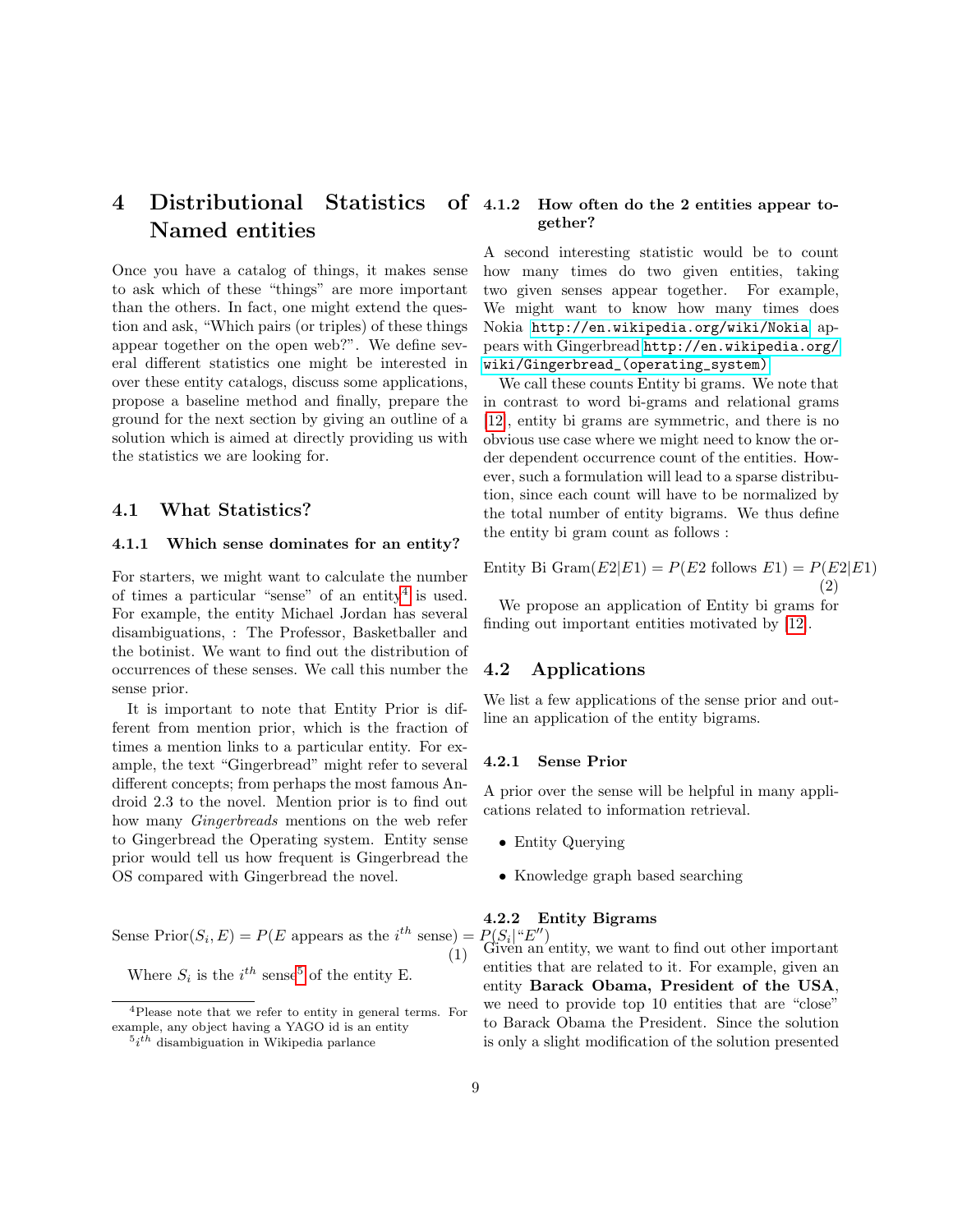# 4 Distributional Statistics of Named entities

Once you have a catalog of things, it makes sense to ask which of these "things" are more important than the others. In fact, one might extend the question and ask, "Which pairs (or triples) of these things appear together on the open web?". We define several different statistics one might be interested in over these entity catalogs, discuss some applications, propose a baseline method and finally, prepare the ground for the next section by giving an outline of a solution which is aimed at directly providing us with the statistics we are looking for.

## 4.1 What Statistics?

### 4.1.1 Which sense dominates for an entity?

For starters, we might want to calculate the number of times a particular "sense" of an entity[4] is used. For example, the entity Michael Jordan has several disambiguations, : The Professor, Basketballer and the botinist. We want to find out the distribution of occurrences of these senses. We call this number the sense prior.

It is important to note that Entity Prior is different from mention prior, which is the fraction of times a mention links to a particular entity. For example, the text "Gingerbread" might refer to several different concepts; from perhaps the most famous Android 2.3 to the novel. Mention prior is to find out how many *Gingerbreads* mentions on the web refer to Gingerbread the Operating system. Entity sense prior would tell us how frequent is Gingerbread the OS compared with Gingerbread the novel.

$$\text{Sense Prior}(S_i, E) = P(E \text{ appears as the } i^{th} \text{ sense}) = P(S_i|\text{“}E\text{''}) \quad (1)$$

Where $S_i$ is the $i^{th}$ sense[5] of the entity E.

[4] Please note that we refer to entity in general terms. For example, any object having a YAGO id is an entity

[5] $i^{th}$ disambiguation in Wikipedia parlance

### 4.1.2 How often do the 2 entities appear together?

A second interesting statistic would be to count how many times do two given entities, taking two given senses appear together. For example, We might want to know how many times does Nokia http://en.wikipedia.org/wiki/Nokia appears with Gingerbread http://en.wikipedia.org/wiki/Gingerbread_(operating_system)

We call these counts Entity bi grams. We note that in contrast to word bi-grams and relational grams [12], entity bi grams are symmetric, and there is no obvious use case where we might need to know the order dependent occurrence count of the entities. However, such a formulation will lead to a sparse distribution, since each count will have to be normalized by the total number of entity bigrams. We thus define the entity bi gram count as follows :

$$\text{Entity Bi Gram}(E2|E1) = P(E2 \text{ follows } E1) = P(E2|E1) \quad (2)$$

We propose an application of Entity bi grams for finding out important entities motivated by [12].

## 4.2 Applications

We list a few applications of the sense prior and outline an application of the entity bigrams.

### 4.2.1 Sense Prior

A prior over the sense will be helpful in many applications related to information retrieval.

- Entity Querying
- Knowledge graph based searching

### 4.2.2 Entity Bigrams

Given an entity, we want to find out other important entities that are related to it. For example, given an entity **Barack Obama, President of the USA**, we need to provide top 10 entities that are "close" to Barack Obama the President. Since the solution is only a slight modification of the solution presented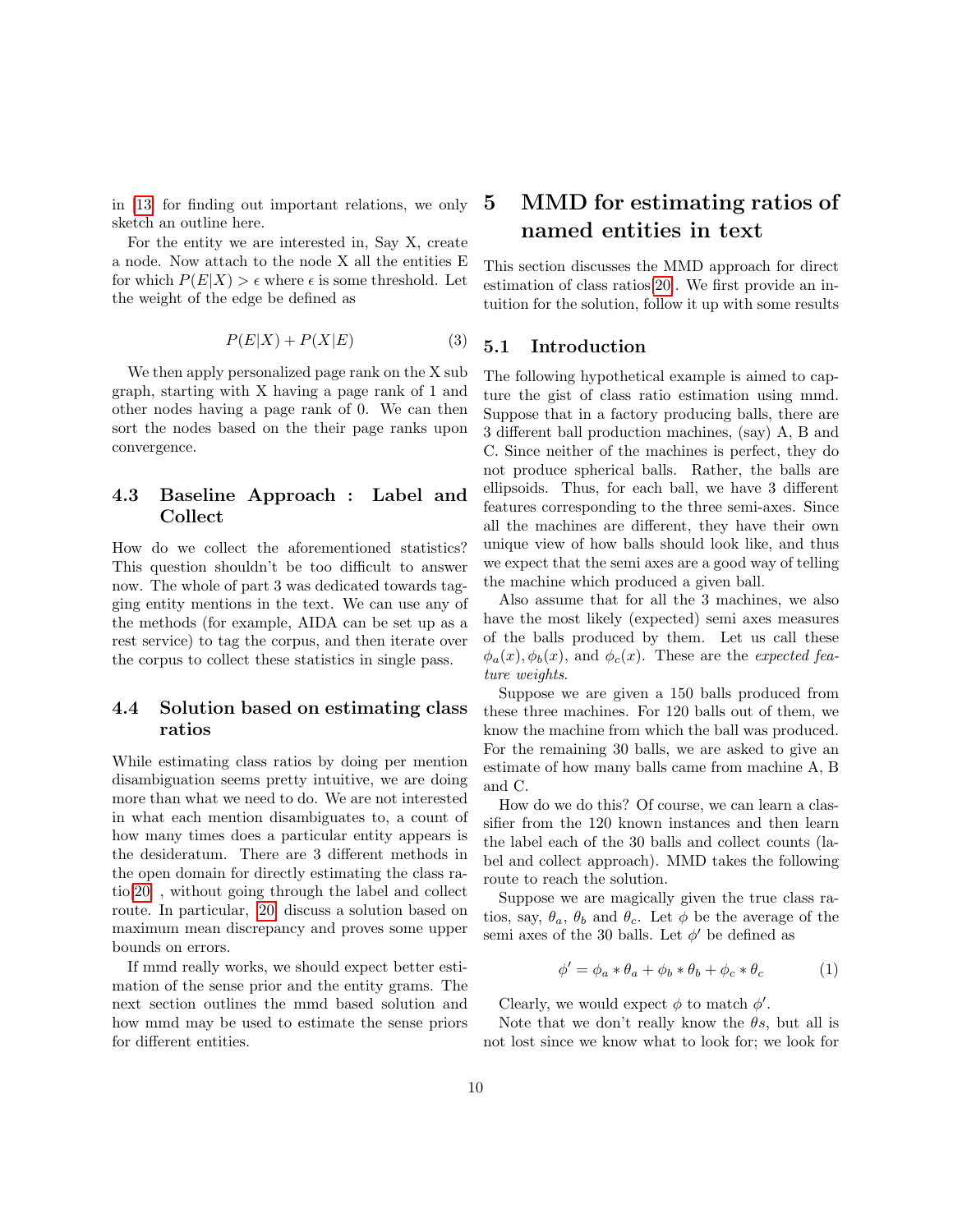in [13] for finding out important relations, we only sketch an outline here.

For the entity we are interested in, Say X, create a node. Now attach to the node X all the entities E for which $P(E|X) > \epsilon$ where $\epsilon$ is some threshold. Let the weight of the edge be defined as

$$P(E|X) + P(X|E) \tag{3}$$

We then apply personalized page rank on the X sub graph, starting with X having a page rank of 1 and other nodes having a page rank of 0. We can then sort the nodes based on the their page ranks upon convergence.

### 4.3 Baseline Approach : Label and Collect

How do we collect the aforementioned statistics? This question shouldn't be too difficult to answer now. The whole of part 3 was dedicated towards tagging entity mentions in the text. We can use any of the methods (for example, AIDA can be set up as a rest service) to tag the corpus, and then iterate over the corpus to collect these statistics in single pass.

### 4.4 Solution based on estimating class ratios

While estimating class ratios by doing per mention disambiguation seems pretty intuitive, we are doing more than what we need to do. We are not interested in what each mention disambiguates to, a count of how many times does a particular entity appears is the desideratum. There are 3 different methods in the open domain for directly estimating the class ratio[20] , without going through the label and collect route. In particular, [20] discuss a solution based on maximum mean discrepancy and proves some upper bounds on errors.

If mmd really works, we should expect better estimation of the sense prior and the entity grams. The next section outlines the mmd based solution and how mmd may be used to estimate the sense priors for different entities.

## 5 MMD for estimating ratios of named entities in text

This section discusses the MMD approach for direct estimation of class ratios[20]. We first provide an intuition for the solution, follow it up with some results

### 5.1 Introduction

The following hypothetical example is aimed to capture the gist of class ratio estimation using mmd. Suppose that in a factory producing balls, there are 3 different ball production machines, (say) A, B and C. Since neither of the machines is perfect, they do not produce spherical balls. Rather, the balls are ellipsoids. Thus, for each ball, we have 3 different features corresponding to the three semi-axes. Since all the machines are different, they have their own unique view of how balls should look like, and thus we expect that the semi axes are a good way of telling the machine which produced a given ball.

Also assume that for all the 3 machines, we also have the most likely (expected) semi axes measures of the balls produced by them. Let us call these $\phi_a(x), \phi_b(x)$, and $\phi_c(x)$. These are the *expected feature weights*.

Suppose we are given a 150 balls produced from these three machines. For 120 balls out of them, we know the machine from which the ball was produced. For the remaining 30 balls, we are asked to give an estimate of how many balls came from machine A, B and C.

How do we do this? Of course, we can learn a classifier from the 120 known instances and then learn the label each of the 30 balls and collect counts (label and collect approach). MMD takes the following route to reach the solution.

Suppose we are magically given the true class ratios, say, $\theta_a$, $\theta_b$ and $\theta_c$. Let $\phi$ be the average of the semi axes of the 30 balls. Let $\phi'$ be defined as

$$\phi' = \phi_a * \theta_a + \phi_b * \theta_b + \phi_c * \theta_c \tag{1}$$

Clearly, we would expect $\phi$ to match $\phi'$.

Note that we don't really know the $\theta s$, but all is not lost since we know what to look for; we look for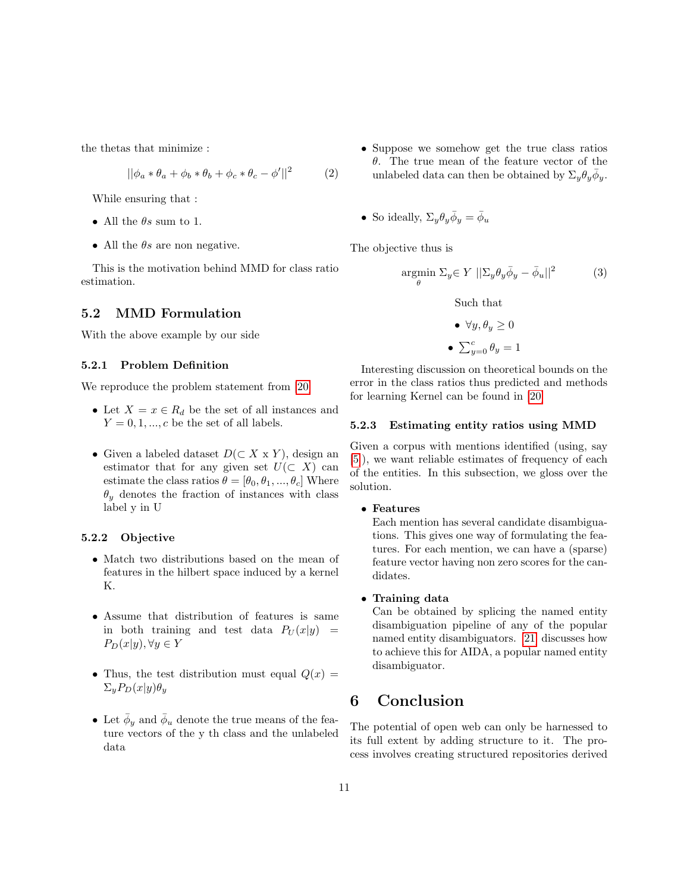the thetas that minimize :

$$||\phi_a * \theta_a + \phi_b * \theta_b + \phi_c * \theta_c - \phi'||^2 \quad (2)$$

While ensuring that :

- All the $\theta s$ sum to 1.
- All the $\theta s$ are non negative.

This is the motivation behind MMD for class ratio estimation.

## 5.2 MMD Formulation

With the above example by our side

### 5.2.1 Problem Definition

We reproduce the problem statement from [20]

- Let $X = x \in R_d$ be the set of all instances and $Y = 0, 1, ..., c$ be the set of all labels.
- Given a labeled dataset $D(\subset X \text{ x } Y)$, design an estimator that for any given set $U(\subset X)$ can estimate the class ratios $\theta = [\theta_0, \theta_1, ..., \theta_c]$ Where $\theta_y$ denotes the fraction of instances with class label y in U

### 5.2.2 Objective

- Match two distributions based on the mean of features in the hilbert space induced by a kernel K.
- Assume that distribution of features is same in both training and test data $P_U(x|y) = P_D(x|y), \forall y \in Y$
- Thus, the test distribution must equal $Q(x) = \Sigma_y P_D(x|y)\theta_y$
- Let $\bar{\phi}_y$ and $\bar{\phi}_u$ denote the true means of the feature vectors of the y th class and the unlabeled data
- Suppose we somehow get the true class ratios $\theta$. The true mean of the feature vector of the unlabeled data can then be obtained by $\Sigma_y \theta_y \bar{\phi}_y$.
- So ideally, $\Sigma_y \theta_y \bar{\phi}_y = \bar{\phi}_u$

The objective thus is

$$\underset{\theta}{\text{argmin}} \ \Sigma_y \in Y \ ||\Sigma_y \theta_y \bar{\phi}_y - \bar{\phi}_u||^2 \quad (3)$$

Such that

- $\forall y, \theta_y \geq 0$
- $\sum_{y=0}^{c} \theta_y = 1$

Interesting discussion on theoretical bounds on the error in the class ratios thus predicted and methods for learning Kernel can be found in [20]

### 5.2.3 Estimating entity ratios using MMD

Given a corpus with mentions identified (using, say [5]), we want reliable estimates of frequency of each of the entities. In this subsection, we gloss over the solution.

- **Features**
  Each mention has several candidate disambiguations. This gives one way of formulating the features. For each mention, we can have a (sparse) feature vector having non zero scores for the candidates.
- **Training data**
  Can be obtained by splicing the named entity disambiguation pipeline of any of the popular named entity disambiguators. [21] discusses how to achieve this for AIDA, a popular named entity disambiguator.

# 6 Conclusion

The potential of open web can only be harnessed to its full extent by adding structure to it. The process involves creating structured repositories derived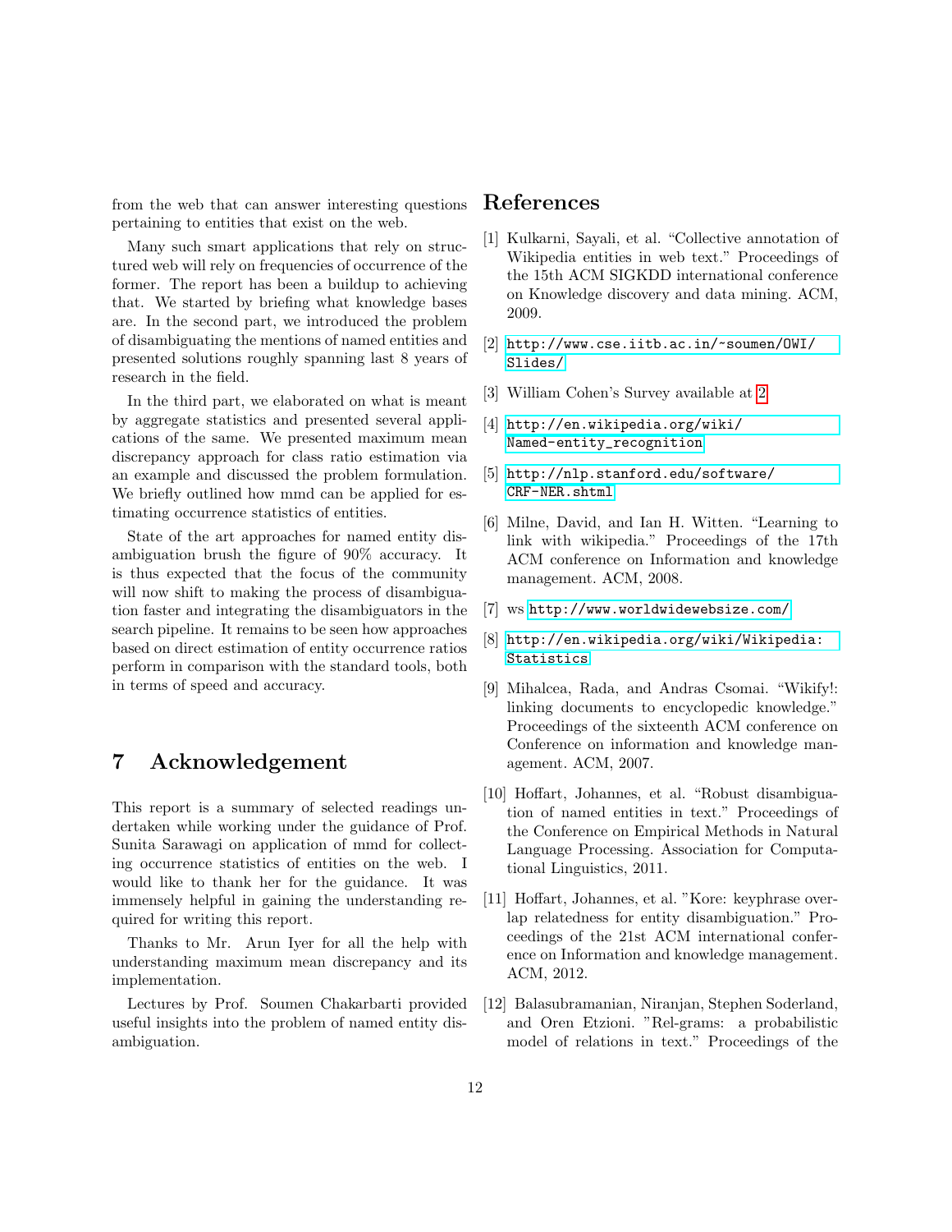from the web that can answer interesting questions pertaining to entities that exist on the web.

Many such smart applications that rely on structured web will rely on frequencies of occurrence of the former. The report has been a buildup to achieving that. We started by briefing what knowledge bases are. In the second part, we introduced the problem of disambiguating the mentions of named entities and presented solutions roughly spanning last 8 years of research in the field.

In the third part, we elaborated on what is meant by aggregate statistics and presented several applications of the same. We presented maximum mean discrepancy approach for class ratio estimation via an example and discussed the problem formulation. We briefly outlined how mmd can be applied for estimating occurrence statistics of entities.

State of the art approaches for named entity disambiguation brush the figure of 90% accuracy. It is thus expected that the focus of the community will now shift to making the process of disambiguation faster and integrating the disambiguators in the search pipeline. It remains to be seen how approaches based on direct estimation of entity occurrence ratios perform in comparison with the standard tools, both in terms of speed and accuracy.

## 7 Acknowledgement

This report is a summary of selected readings undertaken while working under the guidance of Prof. Sunita Sarawagi on application of mmd for collecting occurrence statistics of entities on the web. I would like to thank her for the guidance. It was immensely helpful in gaining the understanding required for writing this report.

Thanks to Mr. Arun Iyer for all the help with understanding maximum mean discrepancy and its implementation.

Lectures by Prof. Soumen Chakarbarti provided useful insights into the problem of named entity disambiguation.

# References

[1] Kulkarni, Sayali, et al. “Collective annotation of Wikipedia entities in web text.” Proceedings of the 15th ACM SIGKDD international conference on Knowledge discovery and data mining. ACM, 2009.

[2] http://www.cse.iitb.ac.in/~soumen/OWI/Slides/

[3] William Cohen’s Survey available at 2

[4] http://en.wikipedia.org/wiki/Named-entity_recognition

[5] http://nlp.stanford.edu/software/CRF-NER.shtml

[6] Milne, David, and Ian H. Witten. “Learning to link with wikipedia.” Proceedings of the 17th ACM conference on Information and knowledge management. ACM, 2008.

[7] ws http://www.worldwidewebsize.com/

[8] http://en.wikipedia.org/wiki/Wikipedia:Statistics

[9] Mihalcea, Rada, and Andras Csomai. “Wikify!: linking documents to encyclopedic knowledge.” Proceedings of the sixteenth ACM conference on Conference on information and knowledge management. ACM, 2007.

[10] Hoffart, Johannes, et al. “Robust disambiguation of named entities in text.” Proceedings of the Conference on Empirical Methods in Natural Language Processing. Association for Computational Linguistics, 2011.

[11] Hoffart, Johannes, et al. "Kore: keyphrase overlap relatedness for entity disambiguation." Proceedings of the 21st ACM international conference on Information and knowledge management. ACM, 2012.

[12] Balasubramanian, Niranjan, Stephen Soderland, and Oren Etzioni. "Rel-grams: a probabilistic model of relations in text." Proceedings of the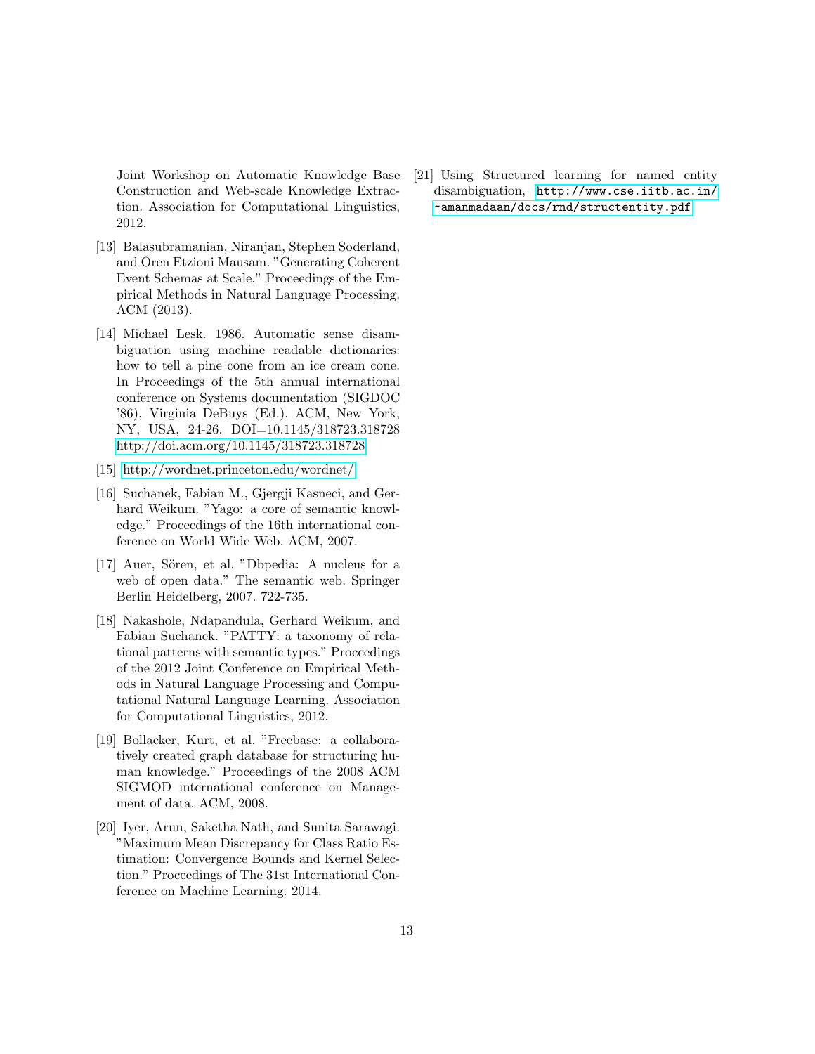Joint Workshop on Automatic Knowledge Base Construction and Web-scale Knowledge Extraction. Association for Computational Linguistics, 2012.

[13] Balasubramanian, Niranjan, Stephen Soderland, and Oren Etzioni Mausam. "Generating Coherent Event Schemas at Scale." Proceedings of the Empirical Methods in Natural Language Processing. ACM (2013).

[14] Michael Lesk. 1986. Automatic sense disambiguation using machine readable dictionaries: how to tell a pine cone from an ice cream cone. In Proceedings of the 5th annual international conference on Systems documentation (SIGDOC '86), Virginia DeBuys (Ed.). ACM, New York, NY, USA, 24-26. DOI=10.1145/318723.318728 http://doi.acm.org/10.1145/318723.318728

[15] http://wordnet.princeton.edu/wordnet/

[16] Suchanek, Fabian M., Gjergji Kasneci, and Gerhard Weikum. "Yago: a core of semantic knowledge." Proceedings of the 16th international conference on World Wide Web. ACM, 2007.

[17] Auer, Sören, et al. "Dbpedia: A nucleus for a web of open data." The semantic web. Springer Berlin Heidelberg, 2007. 722-735.

[18] Nakashole, Ndapandula, Gerhard Weikum, and Fabian Suchanek. "PATTY: a taxonomy of relational patterns with semantic types." Proceedings of the 2012 Joint Conference on Empirical Methods in Natural Language Processing and Computational Natural Language Learning. Association for Computational Linguistics, 2012.

[19] Bollacker, Kurt, et al. "Freebase: a collaboratively created graph database for structuring human knowledge." Proceedings of the 2008 ACM SIGMOD international conference on Management of data. ACM, 2008.

[20] Iyer, Arun, Saketha Nath, and Sunita Sarawagi. "Maximum Mean Discrepancy for Class Ratio Estimation: Convergence Bounds and Kernel Selection." Proceedings of The 31st International Conference on Machine Learning. 2014.

[21] Using Structured learning for named entity disambiguation, http://www.cse.iitb.ac.in/~amanmadaan/docs/rnd/structentity.pdf